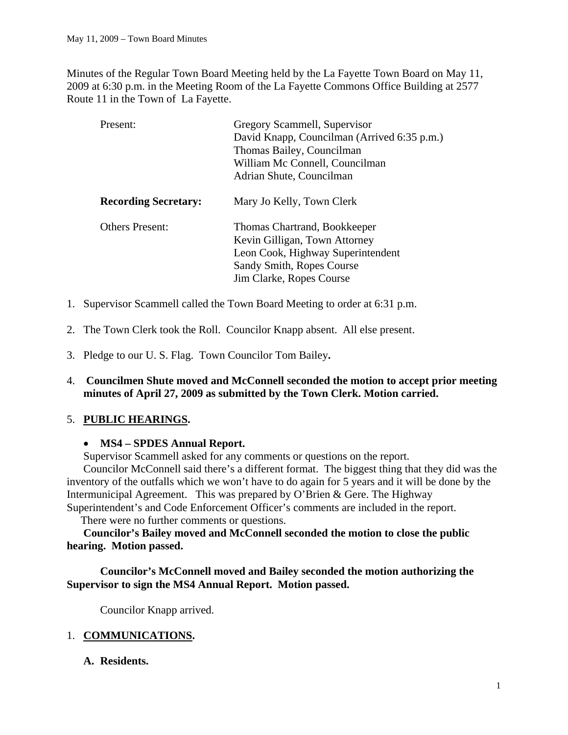Minutes of the Regular Town Board Meeting held by the La Fayette Town Board on May 11, 2009 at 6:30 p.m. in the Meeting Room of the La Fayette Commons Office Building at 2577 Route 11 in the Town of La Fayette.

| | |
|---|---|
| Present: | Gregory Scammell, Supervisor<br>David Knapp, Councilman (Arrived 6:35 p.m.)<br>Thomas Bailey, Councilman<br>William Mc Connell, Councilman<br>Adrian Shute, Councilman |
| **Recording Secretary:** | Mary Jo Kelly, Town Clerk |
| Others Present: | Thomas Chartrand, Bookkeeper<br>Kevin Gilligan, Town Attorney<br>Leon Cook, Highway Superintendent<br>Sandy Smith, Ropes Course<br>Jim Clarke, Ropes Course |

1. Supervisor Scammell called the Town Board Meeting to order at 6:31 p.m.

2. The Town Clerk took the Roll. Councilor Knapp absent. All else present.

3. Pledge to our U. S. Flag. Town Councilor Tom Bailey**.**

4. **Councilmen Shute moved and McConnell seconded the motion to accept prior meeting minutes of April 27, 2009 as submitted by the Town Clerk. Motion carried.**

5. **PUBLIC HEARINGS.**

- **MS4 – SPDES Annual Report.**

Supervisor Scammell asked for any comments or questions on the report.

Councilor McConnell said there's a different format. The biggest thing that they did was the inventory of the outfalls which we won't have to do again for 5 years and it will be done by the Intermunicipal Agreement. This was prepared by O'Brien & Gere. The Highway Superintendent's and Code Enforcement Officer's comments are included in the report.

There were no further comments or questions.

**Councilor's Bailey moved and McConnell seconded the motion to close the public hearing. Motion passed.**

**Councilor's McConnell moved and Bailey seconded the motion authorizing the Supervisor to sign the MS4 Annual Report. Motion passed.**

Councilor Knapp arrived.

1. **COMMUNICATIONS.**

**A. Residents.**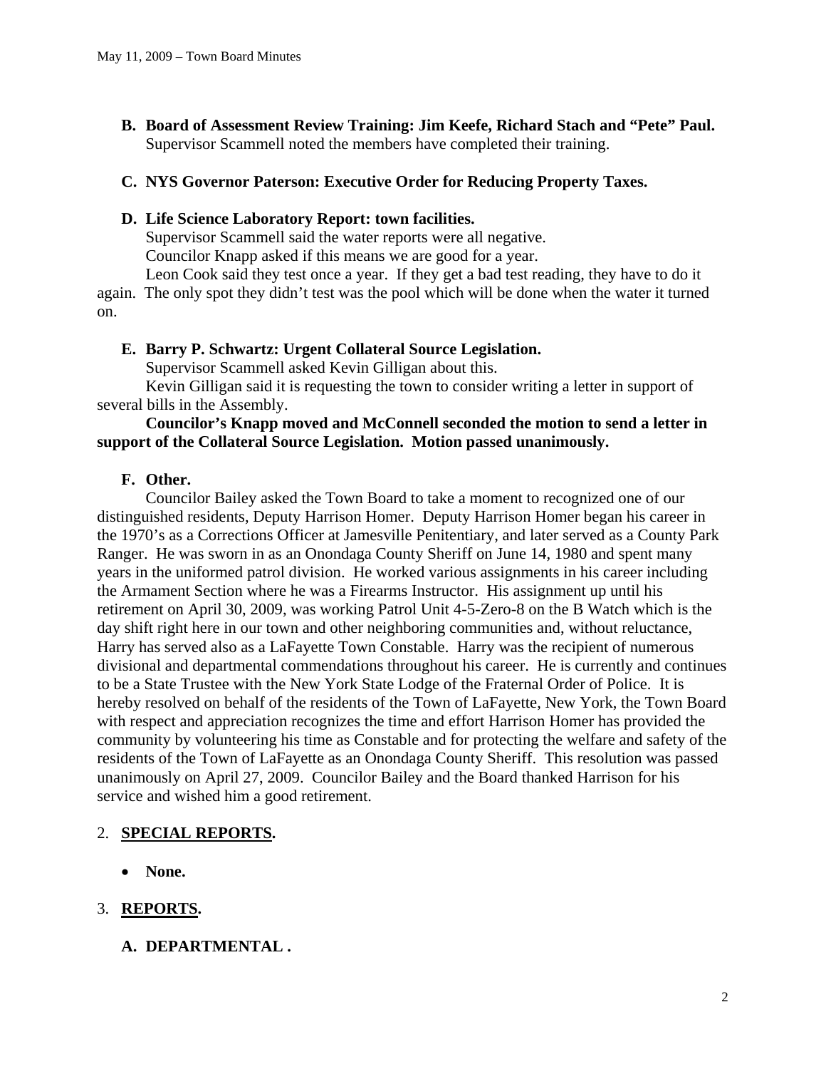**B. Board of Assessment Review Training: Jim Keefe, Richard Stach and "Pete" Paul.**
Supervisor Scammell noted the members have completed their training.

**C. NYS Governor Paterson: Executive Order for Reducing Property Taxes.**

**D. Life Science Laboratory Report: town facilities.**
Supervisor Scammell said the water reports were all negative.
Councilor Knapp asked if this means we are good for a year.
Leon Cook said they test once a year. If they get a bad test reading, they have to do it again. The only spot they didn't test was the pool which will be done when the water it turned on.

**E. Barry P. Schwartz: Urgent Collateral Source Legislation.**
Supervisor Scammell asked Kevin Gilligan about this.
Kevin Gilligan said it is requesting the town to consider writing a letter in support of several bills in the Assembly.
**Councilor's Knapp moved and McConnell seconded the motion to send a letter in support of the Collateral Source Legislation. Motion passed unanimously.**

**F. Other.**
Councilor Bailey asked the Town Board to take a moment to recognized one of our distinguished residents, Deputy Harrison Homer. Deputy Harrison Homer began his career in the 1970's as a Corrections Officer at Jamesville Penitentiary, and later served as a County Park Ranger. He was sworn in as an Onondaga County Sheriff on June 14, 1980 and spent many years in the uniformed patrol division. He worked various assignments in his career including the Armament Section where he was a Firearms Instructor. His assignment up until his retirement on April 30, 2009, was working Patrol Unit 4-5-Zero-8 on the B Watch which is the day shift right here in our town and other neighboring communities and, without reluctance, Harry has served also as a LaFayette Town Constable. Harry was the recipient of numerous divisional and departmental commendations throughout his career. He is currently and continues to be a State Trustee with the New York State Lodge of the Fraternal Order of Police. It is hereby resolved on behalf of the residents of the Town of LaFayette, New York, the Town Board with respect and appreciation recognizes the time and effort Harrison Homer has provided the community by volunteering his time as Constable and for protecting the welfare and safety of the residents of the Town of LaFayette as an Onondaga County Sheriff. This resolution was passed unanimously on April 27, 2009. Councilor Bailey and the Board thanked Harrison for his service and wished him a good retirement.

2. **SPECIAL REPORTS.**

- **None.**

3. **REPORTS.**

**A. DEPARTMENTAL .**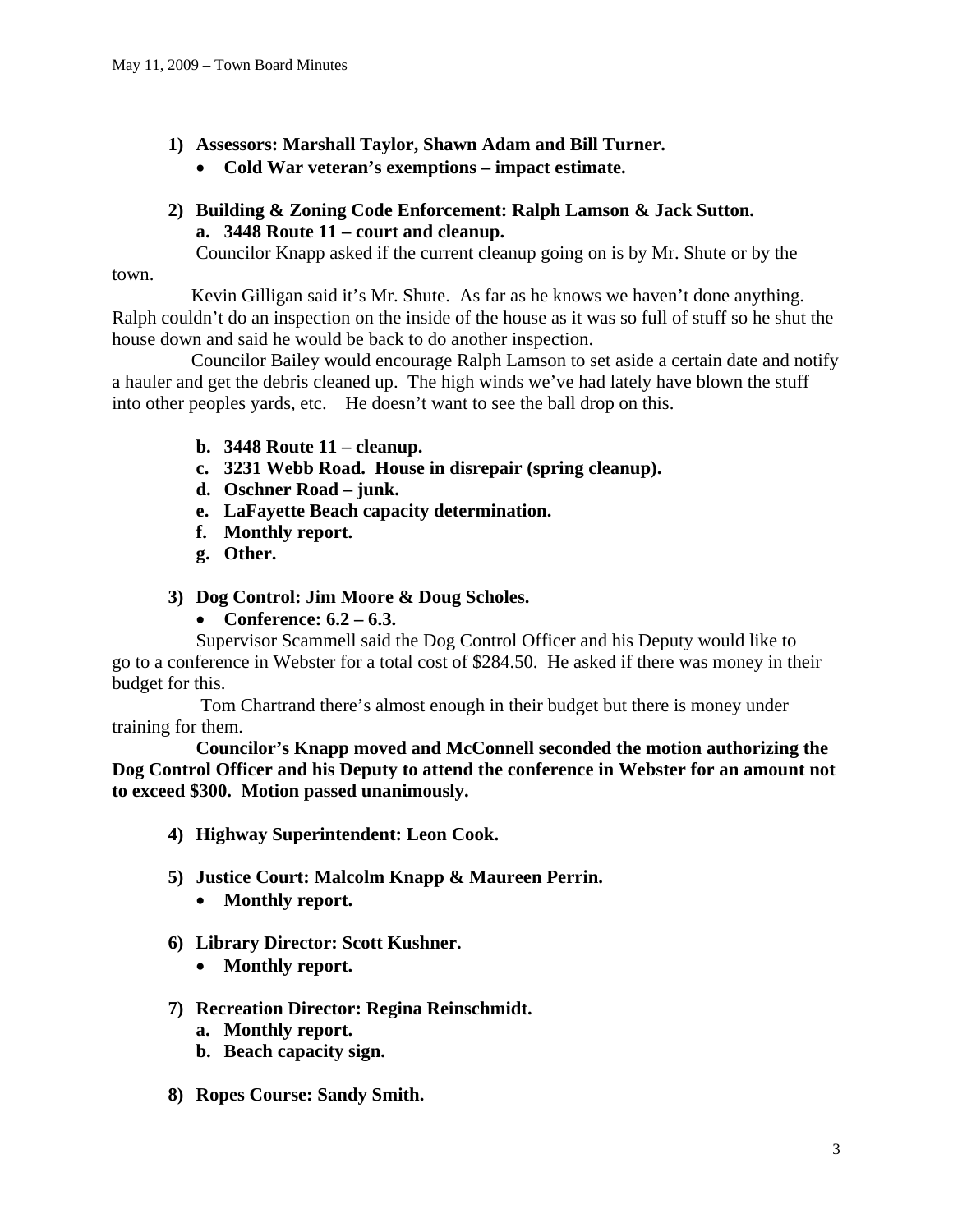1) **Assessors: Marshall Taylor, Shawn Adam and Bill Turner.**
   - **Cold War veteran's exemptions – impact estimate.**

2) **Building & Zoning Code Enforcement: Ralph Lamson & Jack Sutton.**
   a. **3448 Route 11 – court and cleanup.**

Councilor Knapp asked if the current cleanup going on is by Mr. Shute or by the town.

Kevin Gilligan said it's Mr. Shute. As far as he knows we haven't done anything. Ralph couldn't do an inspection on the inside of the house as it was so full of stuff so he shut the house down and said he would be back to do another inspection.

Councilor Bailey would encourage Ralph Lamson to set aside a certain date and notify a hauler and get the debris cleaned up. The high winds we've had lately have blown the stuff into other peoples yards, etc. He doesn't want to see the ball drop on this.

   b. **3448 Route 11 – cleanup.**
   c. **3231 Webb Road. House in disrepair (spring cleanup).**
   d. **Oschner Road – junk.**
   e. **LaFayette Beach capacity determination.**
   f. **Monthly report.**
   g. **Other.**

3) **Dog Control: Jim Moore & Doug Scholes.**
   - **Conference: 6.2 – 6.3.**

Supervisor Scammell said the Dog Control Officer and his Deputy would like to go to a conference in Webster for a total cost of $284.50. He asked if there was money in their budget for this.

Tom Chartrand there's almost enough in their budget but there is money under training for them.

**Councilor's Knapp moved and McConnell seconded the motion authorizing the Dog Control Officer and his Deputy to attend the conference in Webster for an amount not to exceed $300. Motion passed unanimously.**

4) **Highway Superintendent: Leon Cook.**

5) **Justice Court: Malcolm Knapp & Maureen Perrin.**
   - **Monthly report.**

6) **Library Director: Scott Kushner.**
   - **Monthly report.**

7) **Recreation Director: Regina Reinschmidt.**
   a. **Monthly report.**
   b. **Beach capacity sign.**

8) **Ropes Course: Sandy Smith.**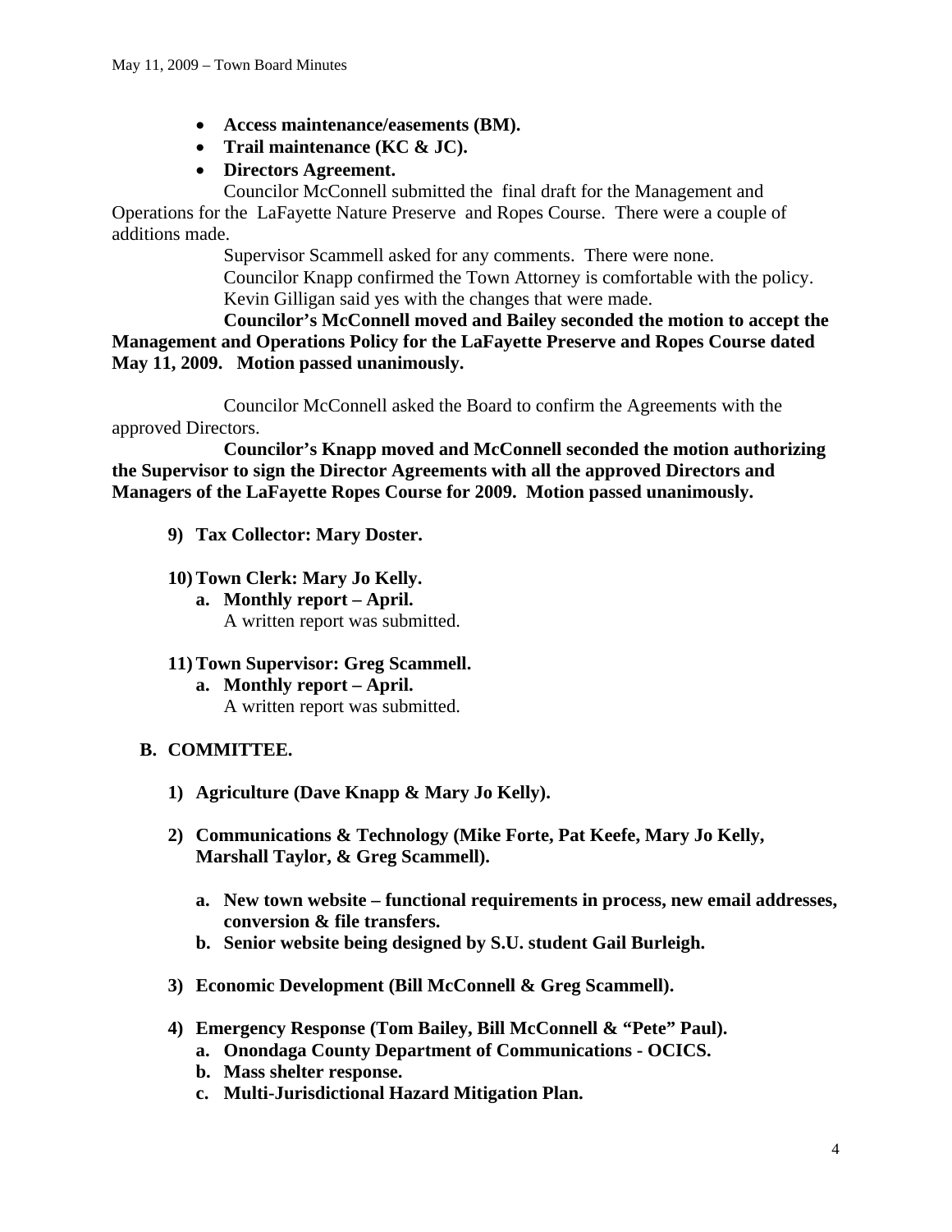- **Access maintenance/easements (BM).**
- **Trail maintenance (KC & JC).**
- **Directors Agreement.**

Councilor McConnell submitted the final draft for the Management and Operations for the LaFayette Nature Preserve and Ropes Course. There were a couple of additions made.

Supervisor Scammell asked for any comments. There were none.

Councilor Knapp confirmed the Town Attorney is comfortable with the policy.

Kevin Gilligan said yes with the changes that were made.

**Councilor's McConnell moved and Bailey seconded the motion to accept the Management and Operations Policy for the LaFayette Preserve and Ropes Course dated May 11, 2009. Motion passed unanimously.**

Councilor McConnell asked the Board to confirm the Agreements with the approved Directors.

**Councilor's Knapp moved and McConnell seconded the motion authorizing the Supervisor to sign the Director Agreements with all the approved Directors and Managers of the LaFayette Ropes Course for 2009. Motion passed unanimously.**

**9) Tax Collector: Mary Doster.**

**10) Town Clerk: Mary Jo Kelly.**

**a. Monthly report – April.**

A written report was submitted.

**11) Town Supervisor: Greg Scammell.**

**a. Monthly report – April.**

A written report was submitted.

**B. COMMITTEE.**

**1) Agriculture (Dave Knapp & Mary Jo Kelly).**

**2) Communications & Technology (Mike Forte, Pat Keefe, Mary Jo Kelly, Marshall Taylor, & Greg Scammell).**

**a. New town website – functional requirements in process, new email addresses, conversion & file transfers.**

**b. Senior website being designed by S.U. student Gail Burleigh.**

**3) Economic Development (Bill McConnell & Greg Scammell).**

**4) Emergency Response (Tom Bailey, Bill McConnell & "Pete" Paul).**

**a. Onondaga County Department of Communications - OCICS.**

**b. Mass shelter response.**

**c. Multi-Jurisdictional Hazard Mitigation Plan.**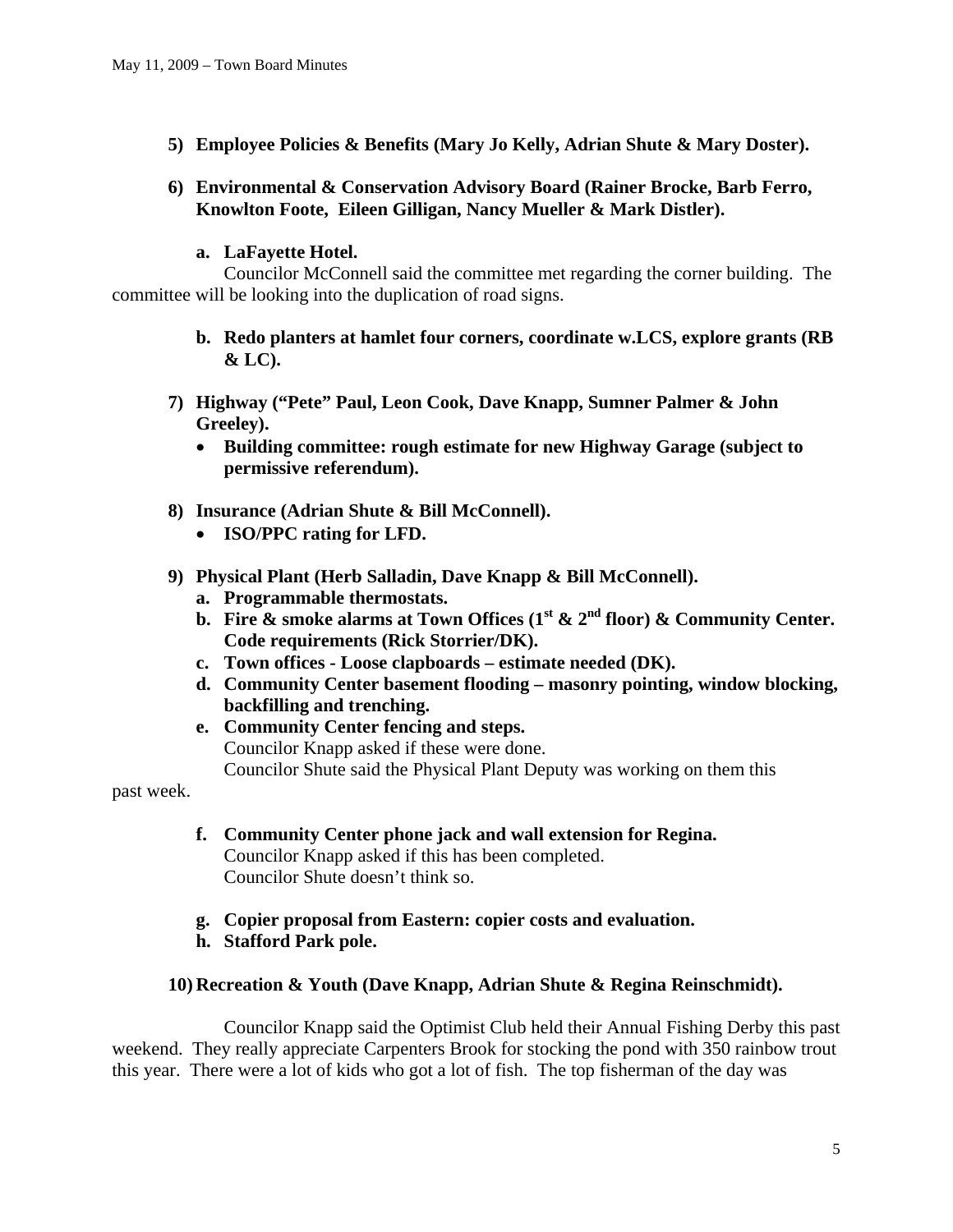**5) Employee Policies & Benefits (Mary Jo Kelly, Adrian Shute & Mary Doster).**

**6) Environmental & Conservation Advisory Board (Rainer Brocke, Barb Ferro, Knowlton Foote, Eileen Gilligan, Nancy Mueller & Mark Distler).**

**a. LaFayette Hotel.**

Councilor McConnell said the committee met regarding the corner building. The committee will be looking into the duplication of road signs.

**b. Redo planters at hamlet four corners, coordinate w.LCS, explore grants (RB & LC).**

**7) Highway ("Pete" Paul, Leon Cook, Dave Knapp, Sumner Palmer & John Greeley).**

- **Building committee: rough estimate for new Highway Garage (subject to permissive referendum).**

**8) Insurance (Adrian Shute & Bill McConnell).**

- **ISO/PPC rating for LFD.**

**9) Physical Plant (Herb Salladin, Dave Knapp & Bill McConnell).**

**a. Programmable thermostats.**

**b. Fire & smoke alarms at Town Offices (1st & 2nd floor) & Community Center. Code requirements (Rick Storrier/DK).**

**c. Town offices - Loose clapboards – estimate needed (DK).**

**d. Community Center basement flooding – masonry pointing, window blocking, backfilling and trenching.**

**e. Community Center fencing and steps.**

Councilor Knapp asked if these were done.

Councilor Shute said the Physical Plant Deputy was working on them this past week.

**f. Community Center phone jack and wall extension for Regina.**

Councilor Knapp asked if this has been completed.

Councilor Shute doesn't think so.

**g. Copier proposal from Eastern: copier costs and evaluation.**

**h. Stafford Park pole.**

**10) Recreation & Youth (Dave Knapp, Adrian Shute & Regina Reinschmidt).**

Councilor Knapp said the Optimist Club held their Annual Fishing Derby this past weekend. They really appreciate Carpenters Brook for stocking the pond with 350 rainbow trout this year. There were a lot of kids who got a lot of fish. The top fisherman of the day was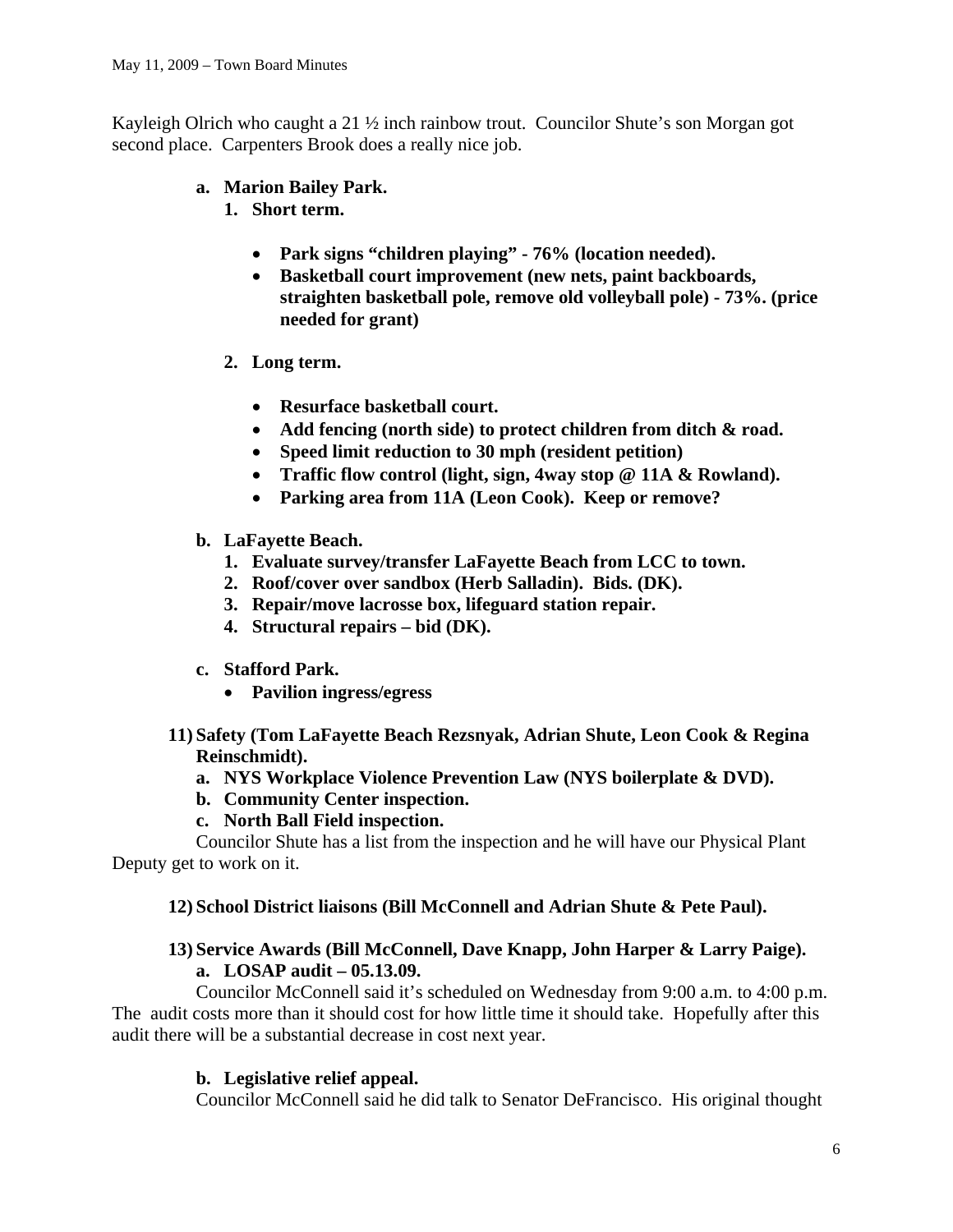Kayleigh Olrich who caught a 21 ½ inch rainbow trout. Councilor Shute's son Morgan got second place. Carpenters Brook does a really nice job.

**a. Marion Bailey Park.**

**1. Short term.**

- **Park signs "children playing" - 76% (location needed).**
- **Basketball court improvement (new nets, paint backboards, straighten basketball pole, remove old volleyball pole) - 73%. (price needed for grant)**

**2. Long term.**

- **Resurface basketball court.**
- **Add fencing (north side) to protect children from ditch & road.**
- **Speed limit reduction to 30 mph (resident petition)**
- **Traffic flow control (light, sign, 4way stop @ 11A & Rowland).**
- **Parking area from 11A (Leon Cook). Keep or remove?**

**b. LaFayette Beach.**

1. **Evaluate survey/transfer LaFayette Beach from LCC to town.**
2. **Roof/cover over sandbox (Herb Salladin). Bids. (DK).**
3. **Repair/move lacrosse box, lifeguard station repair.**
4. **Structural repairs – bid (DK).**

**c. Stafford Park.**

- **Pavilion ingress/egress**

**11) Safety (Tom LaFayette Beach Rezsnyak, Adrian Shute, Leon Cook & Regina Reinschmidt).**

**a. NYS Workplace Violence Prevention Law (NYS boilerplate & DVD).**

**b. Community Center inspection.**

**c. North Ball Field inspection.**

Councilor Shute has a list from the inspection and he will have our Physical Plant Deputy get to work on it.

**12) School District liaisons (Bill McConnell and Adrian Shute & Pete Paul).**

**13) Service Awards (Bill McConnell, Dave Knapp, John Harper & Larry Paige).**

**a. LOSAP audit – 05.13.09.**

Councilor McConnell said it's scheduled on Wednesday from 9:00 a.m. to 4:00 p.m. The audit costs more than it should cost for how little time it should take. Hopefully after this audit there will be a substantial decrease in cost next year.

**b. Legislative relief appeal.**

Councilor McConnell said he did talk to Senator DeFrancisco. His original thought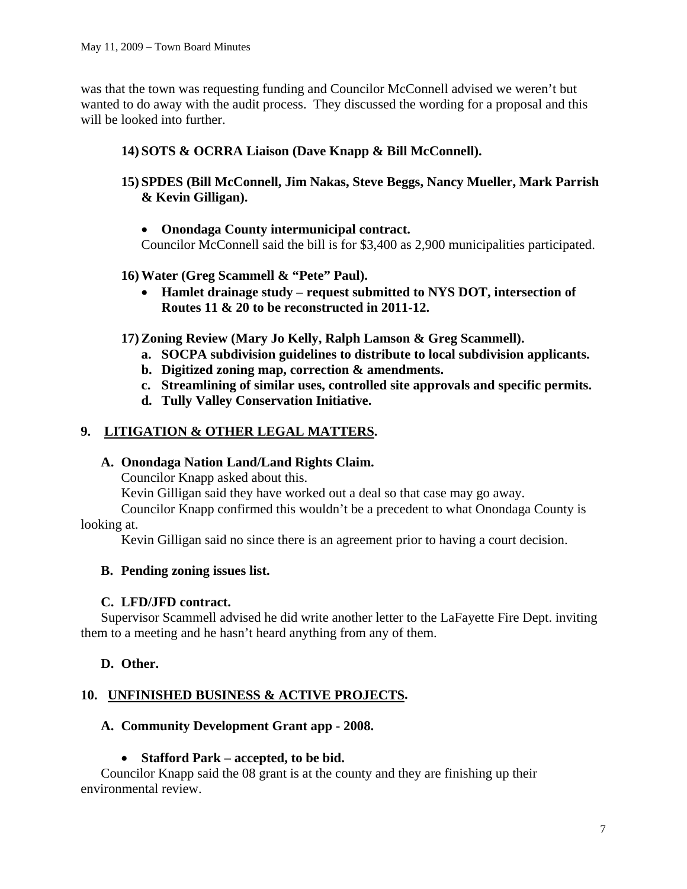was that the town was requesting funding and Councilor McConnell advised we weren't but wanted to do away with the audit process. They discussed the wording for a proposal and this will be looked into further.

**14) SOTS & OCRRA Liaison (Dave Knapp & Bill McConnell).**

**15) SPDES (Bill McConnell, Jim Nakas, Steve Beggs, Nancy Mueller, Mark Parrish & Kevin Gilligan).**

- **Onondaga County intermunicipal contract.**

Councilor McConnell said the bill is for $3,400 as 2,900 municipalities participated.

**16) Water (Greg Scammell & "Pete" Paul).**

- **Hamlet drainage study – request submitted to NYS DOT, intersection of Routes 11 & 20 to be reconstructed in 2011-12.**

**17) Zoning Review (Mary Jo Kelly, Ralph Lamson & Greg Scammell).**

**a. SOCPA subdivision guidelines to distribute to local subdivision applicants.**
**b. Digitized zoning map, correction & amendments.**
**c. Streamlining of similar uses, controlled site approvals and specific permits.**
**d. Tully Valley Conservation Initiative.**

## 9. LITIGATION & OTHER LEGAL MATTERS.

### A. Onondaga Nation Land/Land Rights Claim.

Councilor Knapp asked about this.

Kevin Gilligan said they have worked out a deal so that case may go away.

Councilor Knapp confirmed this wouldn't be a precedent to what Onondaga County is looking at.

Kevin Gilligan said no since there is an agreement prior to having a court decision.

### B. Pending zoning issues list.

### C. LFD/JFD contract.

Supervisor Scammell advised he did write another letter to the LaFayette Fire Dept. inviting them to a meeting and he hasn't heard anything from any of them.

### D. Other.

## 10. UNFINISHED BUSINESS & ACTIVE PROJECTS.

### A. Community Development Grant app - 2008.

- **Stafford Park – accepted, to be bid.**

Councilor Knapp said the 08 grant is at the county and they are finishing up their environmental review.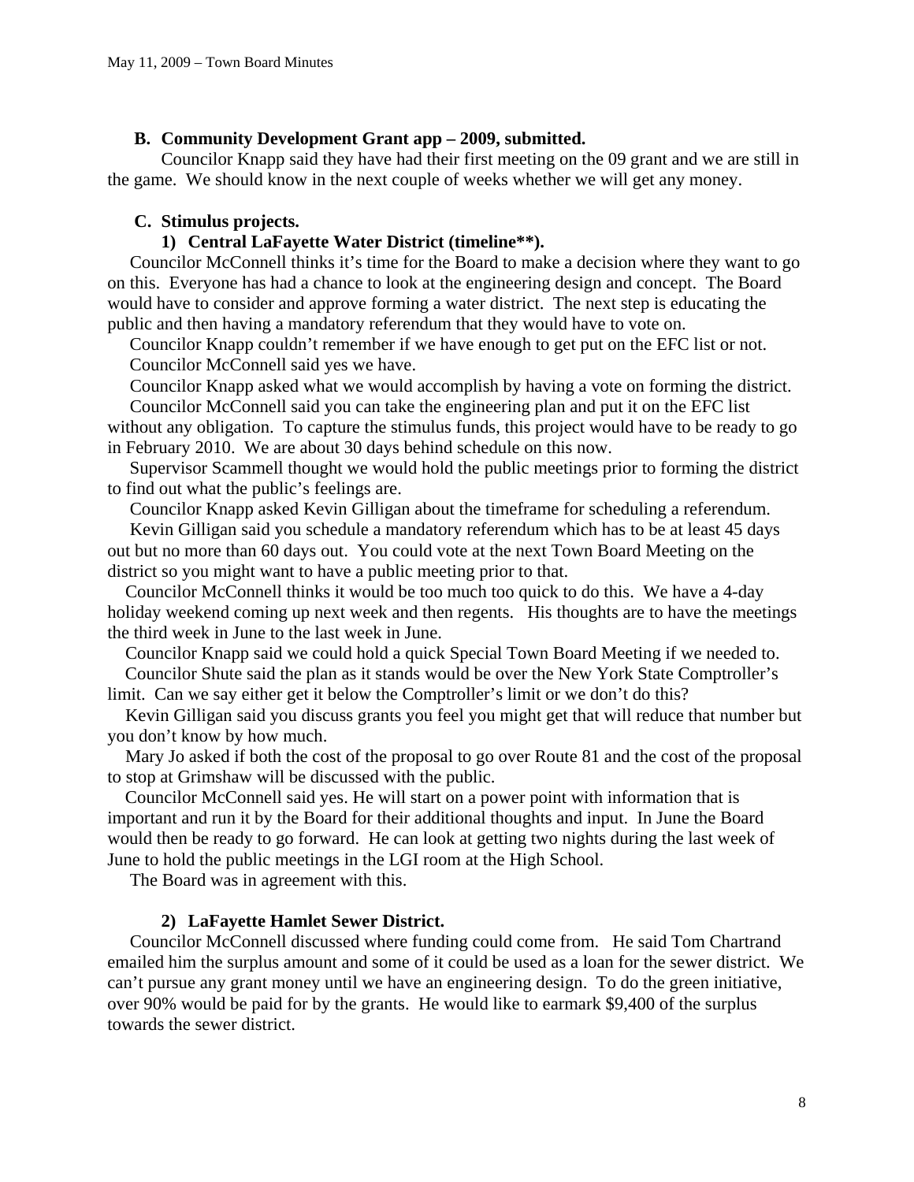**B. Community Development Grant app – 2009, submitted.**

Councilor Knapp said they have had their first meeting on the 09 grant and we are still in the game. We should know in the next couple of weeks whether we will get any money.

**C. Stimulus projects.**

**1) Central LaFayette Water District (timeline\*\*).**

Councilor McConnell thinks it's time for the Board to make a decision where they want to go on this. Everyone has had a chance to look at the engineering design and concept. The Board would have to consider and approve forming a water district. The next step is educating the public and then having a mandatory referendum that they would have to vote on.

Councilor Knapp couldn't remember if we have enough to get put on the EFC list or not.

Councilor McConnell said yes we have.

Councilor Knapp asked what we would accomplish by having a vote on forming the district.

Councilor McConnell said you can take the engineering plan and put it on the EFC list without any obligation. To capture the stimulus funds, this project would have to be ready to go in February 2010. We are about 30 days behind schedule on this now.

Supervisor Scammell thought we would hold the public meetings prior to forming the district to find out what the public's feelings are.

Councilor Knapp asked Kevin Gilligan about the timeframe for scheduling a referendum.

Kevin Gilligan said you schedule a mandatory referendum which has to be at least 45 days out but no more than 60 days out. You could vote at the next Town Board Meeting on the district so you might want to have a public meeting prior to that.

Councilor McConnell thinks it would be too much too quick to do this. We have a 4-day holiday weekend coming up next week and then regents. His thoughts are to have the meetings the third week in June to the last week in June.

Councilor Knapp said we could hold a quick Special Town Board Meeting if we needed to.

Councilor Shute said the plan as it stands would be over the New York State Comptroller's limit. Can we say either get it below the Comptroller's limit or we don't do this?

Kevin Gilligan said you discuss grants you feel you might get that will reduce that number but you don't know by how much.

Mary Jo asked if both the cost of the proposal to go over Route 81 and the cost of the proposal to stop at Grimshaw will be discussed with the public.

Councilor McConnell said yes. He will start on a power point with information that is important and run it by the Board for their additional thoughts and input. In June the Board would then be ready to go forward. He can look at getting two nights during the last week of June to hold the public meetings in the LGI room at the High School.

The Board was in agreement with this.

**2) LaFayette Hamlet Sewer District.**

Councilor McConnell discussed where funding could come from. He said Tom Chartrand emailed him the surplus amount and some of it could be used as a loan for the sewer district. We can't pursue any grant money until we have an engineering design. To do the green initiative, over 90% would be paid for by the grants. He would like to earmark $9,400 of the surplus towards the sewer district.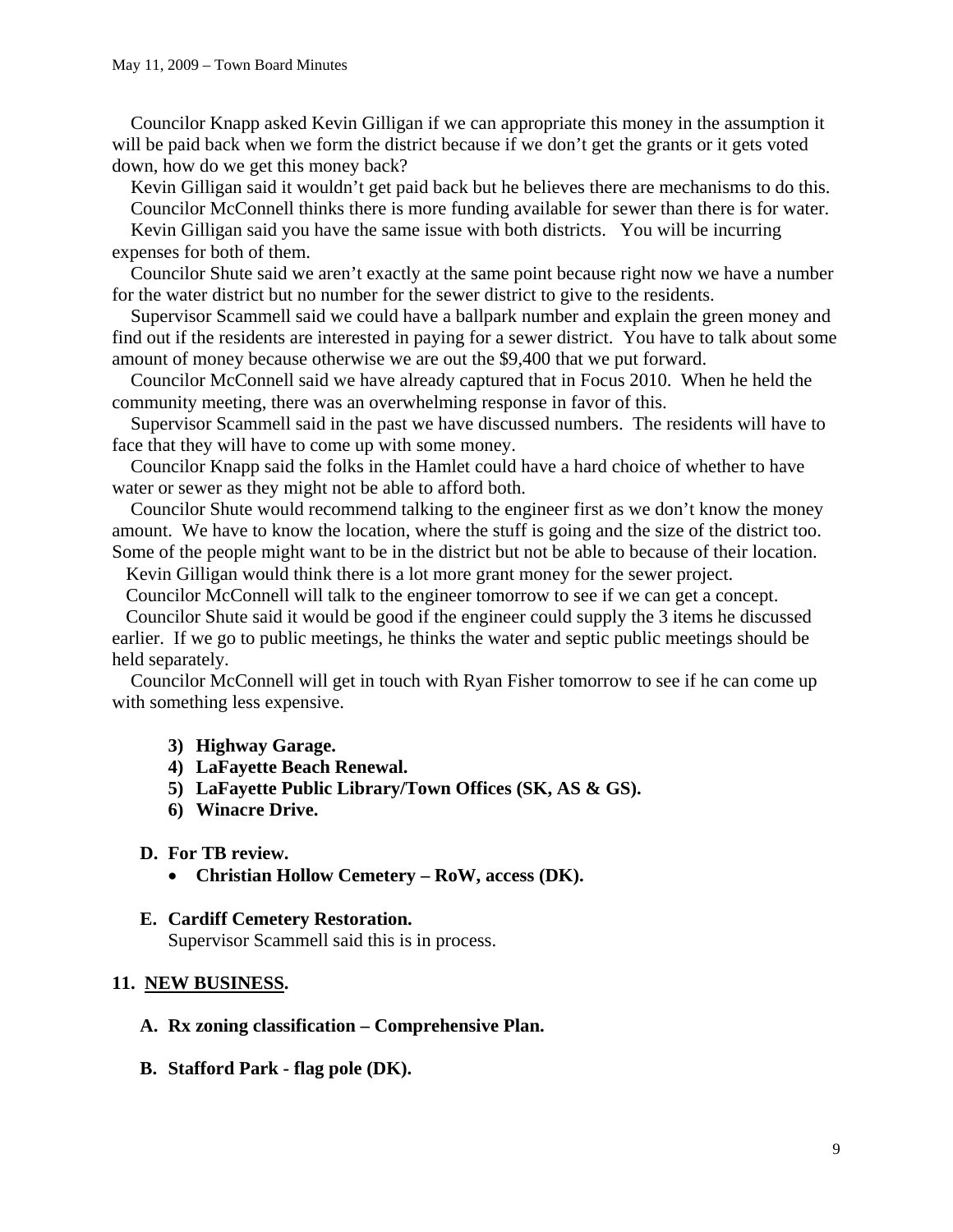Councilor Knapp asked Kevin Gilligan if we can appropriate this money in the assumption it will be paid back when we form the district because if we don't get the grants or it gets voted down, how do we get this money back?

Kevin Gilligan said it wouldn't get paid back but he believes there are mechanisms to do this.

Councilor McConnell thinks there is more funding available for sewer than there is for water.

Kevin Gilligan said you have the same issue with both districts. You will be incurring expenses for both of them.

Councilor Shute said we aren't exactly at the same point because right now we have a number for the water district but no number for the sewer district to give to the residents.

Supervisor Scammell said we could have a ballpark number and explain the green money and find out if the residents are interested in paying for a sewer district. You have to talk about some amount of money because otherwise we are out the $9,400 that we put forward.

Councilor McConnell said we have already captured that in Focus 2010. When he held the community meeting, there was an overwhelming response in favor of this.

Supervisor Scammell said in the past we have discussed numbers. The residents will have to face that they will have to come up with some money.

Councilor Knapp said the folks in the Hamlet could have a hard choice of whether to have water or sewer as they might not be able to afford both.

Councilor Shute would recommend talking to the engineer first as we don't know the money amount. We have to know the location, where the stuff is going and the size of the district too. Some of the people might want to be in the district but not be able to because of their location.

Kevin Gilligan would think there is a lot more grant money for the sewer project.

Councilor McConnell will talk to the engineer tomorrow to see if we can get a concept.

Councilor Shute said it would be good if the engineer could supply the 3 items he discussed earlier. If we go to public meetings, he thinks the water and septic public meetings should be held separately.

Councilor McConnell will get in touch with Ryan Fisher tomorrow to see if he can come up with something less expensive.

3) **Highway Garage.**
4) **LaFayette Beach Renewal.**
5) **LaFayette Public Library/Town Offices (SK, AS & GS).**
6) **Winacre Drive.**

**D. For TB review.**

- **Christian Hollow Cemetery – RoW, access (DK).**

**E. Cardiff Cemetery Restoration.**

Supervisor Scammell said this is in process.

## 11. NEW BUSINESS.

**A. Rx zoning classification – Comprehensive Plan.**

**B. Stafford Park - flag pole (DK).**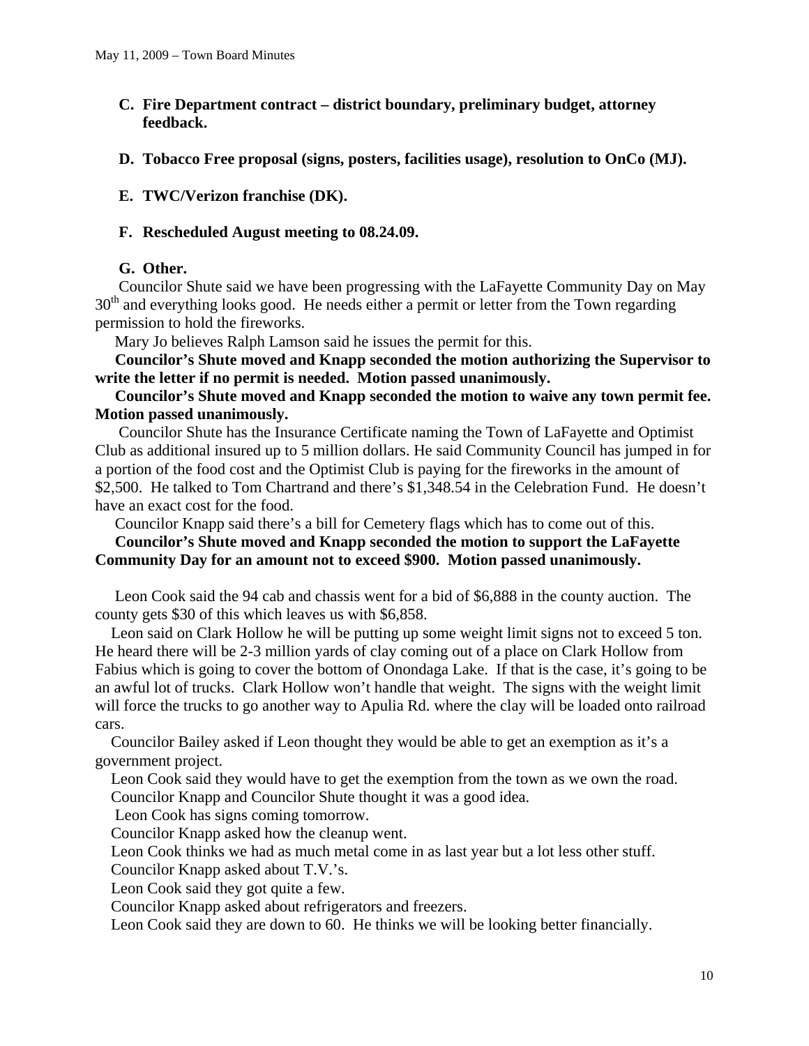**C. Fire Department contract – district boundary, preliminary budget, attorney feedback.**

**D. Tobacco Free proposal (signs, posters, facilities usage), resolution to OnCo (MJ).**

**E. TWC/Verizon franchise (DK).**

**F. Rescheduled August meeting to 08.24.09.**

**G. Other.**

Councilor Shute said we have been progressing with the LaFayette Community Day on May 30th and everything looks good. He needs either a permit or letter from the Town regarding permission to hold the fireworks.

Mary Jo believes Ralph Lamson said he issues the permit for this.

**Councilor's Shute moved and Knapp seconded the motion authorizing the Supervisor to write the letter if no permit is needed. Motion passed unanimously.**

**Councilor's Shute moved and Knapp seconded the motion to waive any town permit fee. Motion passed unanimously.**

Councilor Shute has the Insurance Certificate naming the Town of LaFayette and Optimist Club as additional insured up to 5 million dollars. He said Community Council has jumped in for a portion of the food cost and the Optimist Club is paying for the fireworks in the amount of $2,500. He talked to Tom Chartrand and there's $1,348.54 in the Celebration Fund. He doesn't have an exact cost for the food.

Councilor Knapp said there's a bill for Cemetery flags which has to come out of this.

**Councilor's Shute moved and Knapp seconded the motion to support the LaFayette Community Day for an amount not to exceed $900. Motion passed unanimously.**

Leon Cook said the 94 cab and chassis went for a bid of $6,888 in the county auction. The county gets $30 of this which leaves us with $6,858.

Leon said on Clark Hollow he will be putting up some weight limit signs not to exceed 5 ton. He heard there will be 2-3 million yards of clay coming out of a place on Clark Hollow from Fabius which is going to cover the bottom of Onondaga Lake. If that is the case, it's going to be an awful lot of trucks. Clark Hollow won't handle that weight. The signs with the weight limit will force the trucks to go another way to Apulia Rd. where the clay will be loaded onto railroad cars.

Councilor Bailey asked if Leon thought they would be able to get an exemption as it's a government project.

Leon Cook said they would have to get the exemption from the town as we own the road.

Councilor Knapp and Councilor Shute thought it was a good idea.

Leon Cook has signs coming tomorrow.

Councilor Knapp asked how the cleanup went.

Leon Cook thinks we had as much metal come in as last year but a lot less other stuff.

Councilor Knapp asked about T.V.'s.

Leon Cook said they got quite a few.

Councilor Knapp asked about refrigerators and freezers.

Leon Cook said they are down to 60. He thinks we will be looking better financially.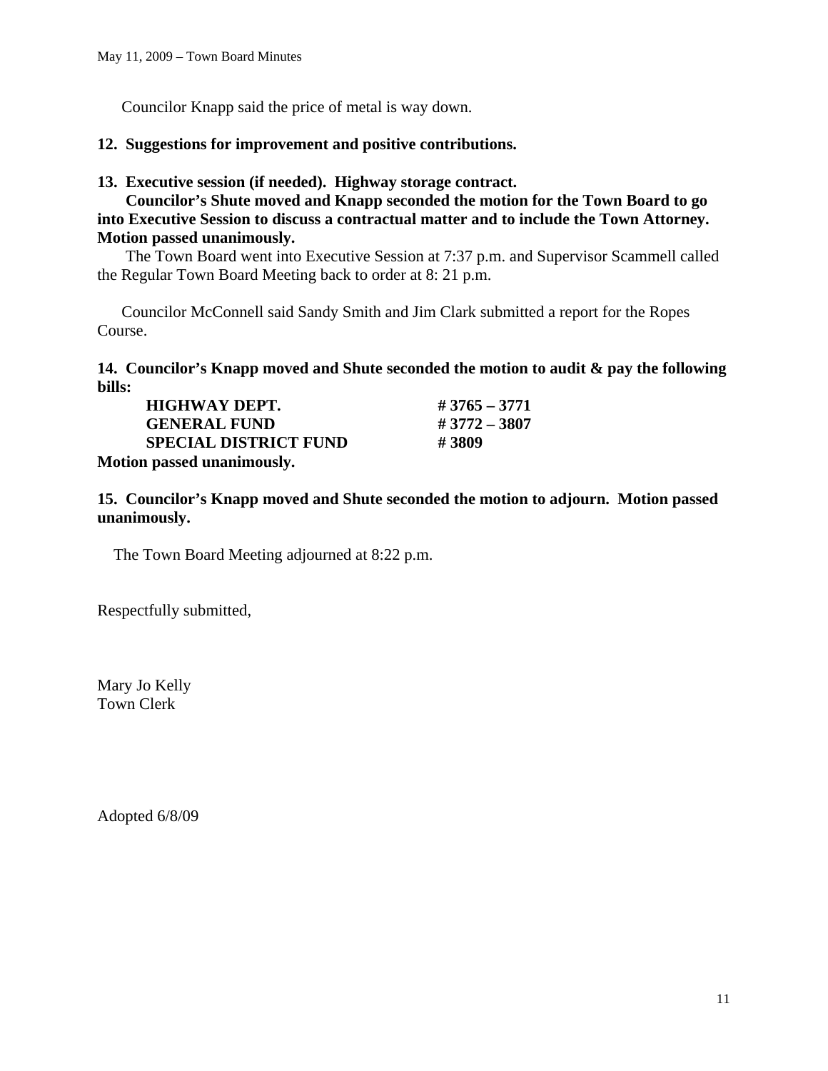Councilor Knapp said the price of metal is way down.

**12. Suggestions for improvement and positive contributions.**

**13. Executive session (if needed). Highway storage contract.**

**Councilor's Shute moved and Knapp seconded the motion for the Town Board to go into Executive Session to discuss a contractual matter and to include the Town Attorney. Motion passed unanimously.**

The Town Board went into Executive Session at 7:37 p.m. and Supervisor Scammell called the Regular Town Board Meeting back to order at 8: 21 p.m.

Councilor McConnell said Sandy Smith and Jim Clark submitted a report for the Ropes Course.

**14. Councilor's Knapp moved and Shute seconded the motion to audit & pay the following bills:**

| | |
|---|---|
| **HIGHWAY DEPT.** | **# 3765 – 3771** |
| **GENERAL FUND** | **# 3772 – 3807** |
| **SPECIAL DISTRICT FUND** | **# 3809** |

**Motion passed unanimously.**

**15. Councilor's Knapp moved and Shute seconded the motion to adjourn. Motion passed unanimously.**

The Town Board Meeting adjourned at 8:22 p.m.

Respectfully submitted,

Mary Jo Kelly
Town Clerk

Adopted 6/8/09